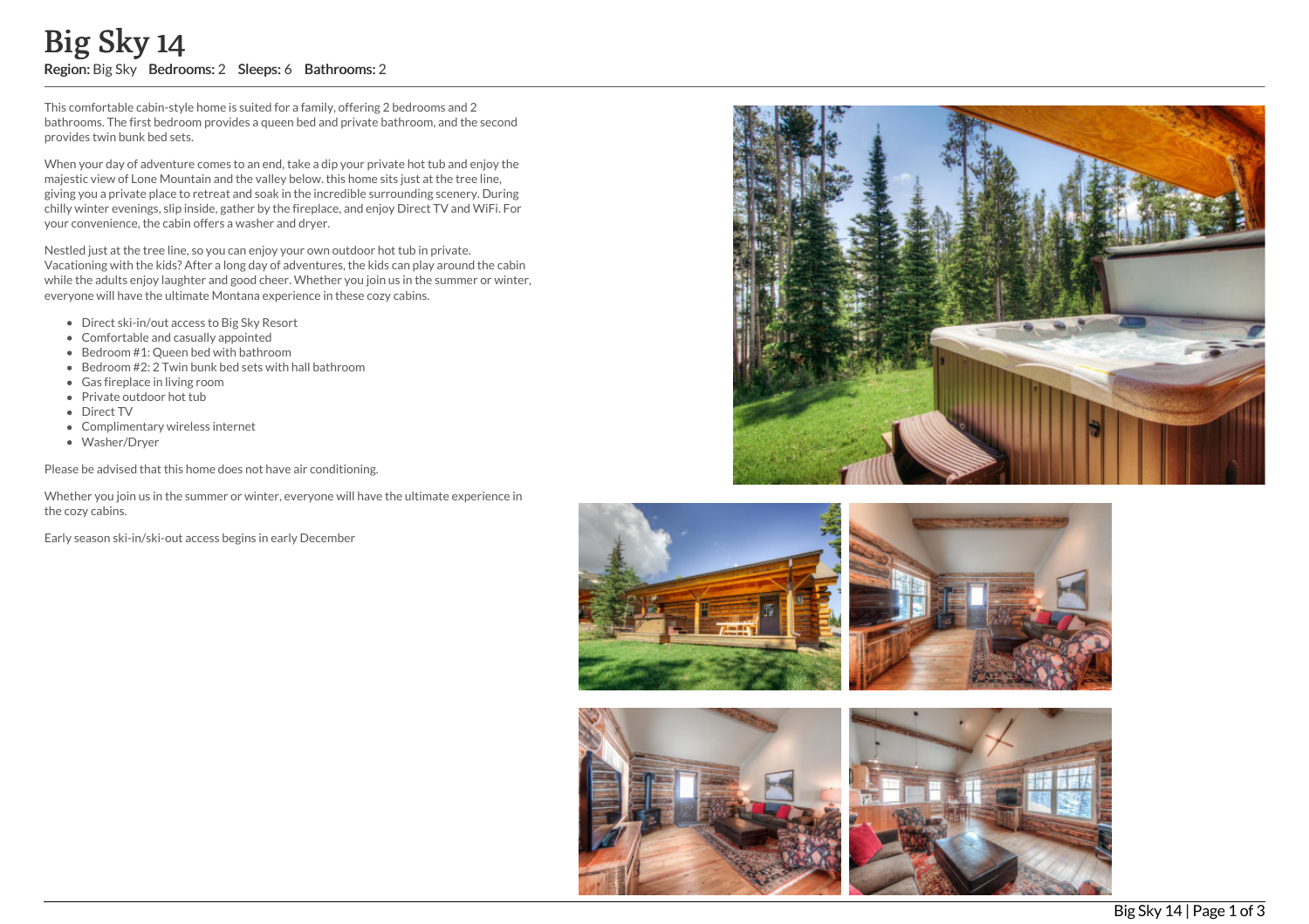# Big Sky 14

**Region:** Big Sky **Bedrooms:** 2 **Sleeps:** 6 **Bathrooms:** 2

This comfortable cabin-style home is suited for a family, offering 2 bedrooms and 2 bathrooms. The first bedroom provides a queen bed and private bathroom, and the second provides twin bunk bed sets.

When your day of adventure comes to an end, take a dip your private hot tub and enjoy the majestic view of Lone Mountain and the valley below. this home sits just at the tree line, giving you a private place to retreat and soak in the incredible surrounding scenery. During chilly winter evenings, slip inside, gather by the fireplace, and enjoy Direct TV and WiFi. For your convenience, the cabin offers a washer and dryer.

Nestled just at the tree line, so you can enjoy your own outdoor hot tub in private. Vacationing with the kids? After a long day of adventures, the kids can play around the cabin while the adults enjoy laughter and good cheer. Whether you join us in the summer or winter, everyone will have the ultimate Montana experience in these cozy cabins.

- Direct ski-in/out access to Big Sky Resort
- Comfortable and casually appointed
- Bedroom #1: Queen bed with bathroom
- Bedroom #2: 2 Twin bunk bed sets with hall bathroom
- Gas fireplace in living room
- Private outdoor hot tub
- Direct TV
- Complimentary wireless internet
- Washer/Dryer

Please be advised that this home does not have air conditioning.

Whether you join us in the summer or winter, everyone will have the ultimate experience in the cozy cabins.

Early season ski-in/ski-out access begins in early December